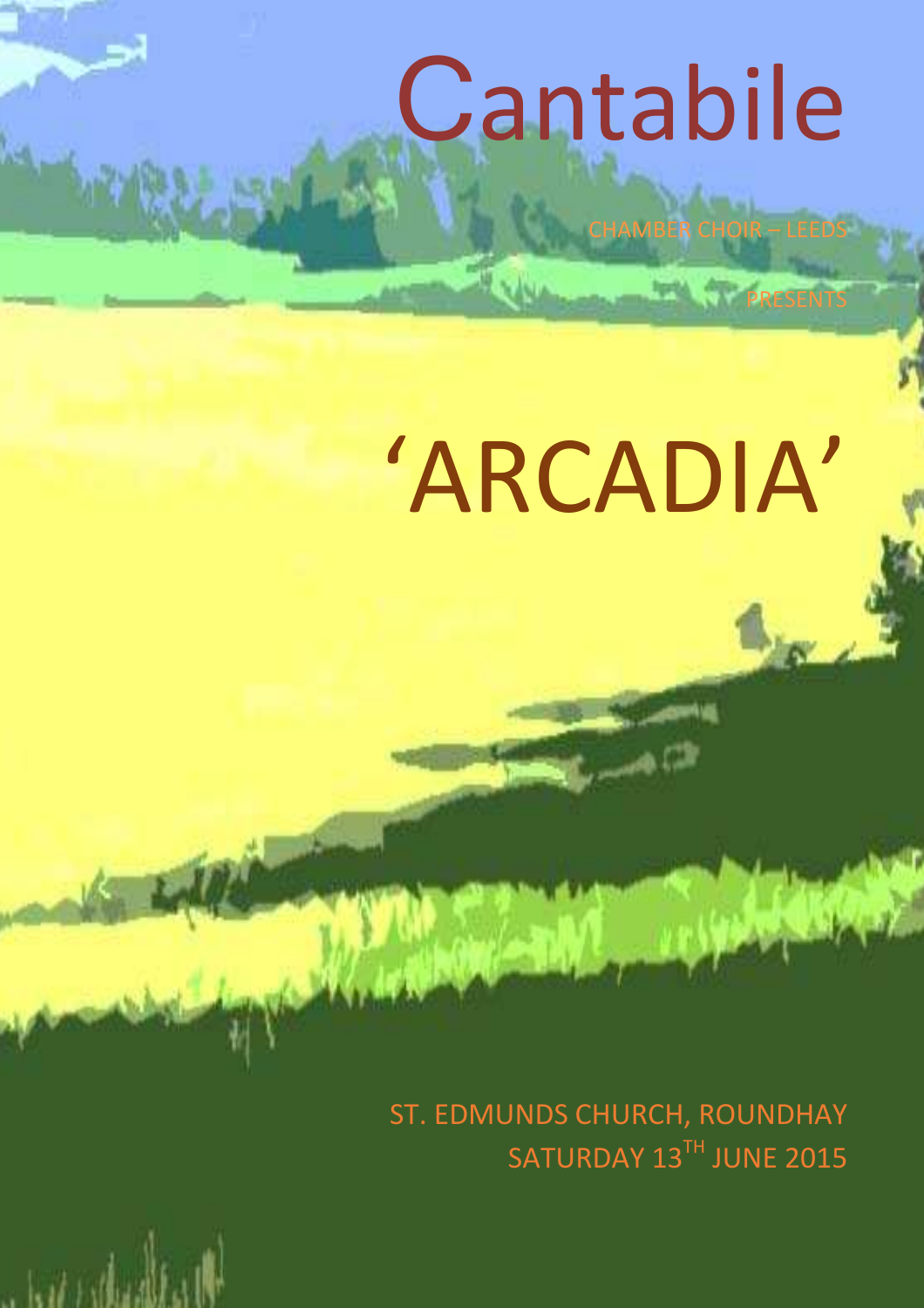# Cantabile

CHAMBER CHOIR – LEEDS

PRESENTS

# 'ARCADIA'

ST. EDMUNDS CHURCH, ROUNDHAY
SATURDAY 13TH JUNE 2015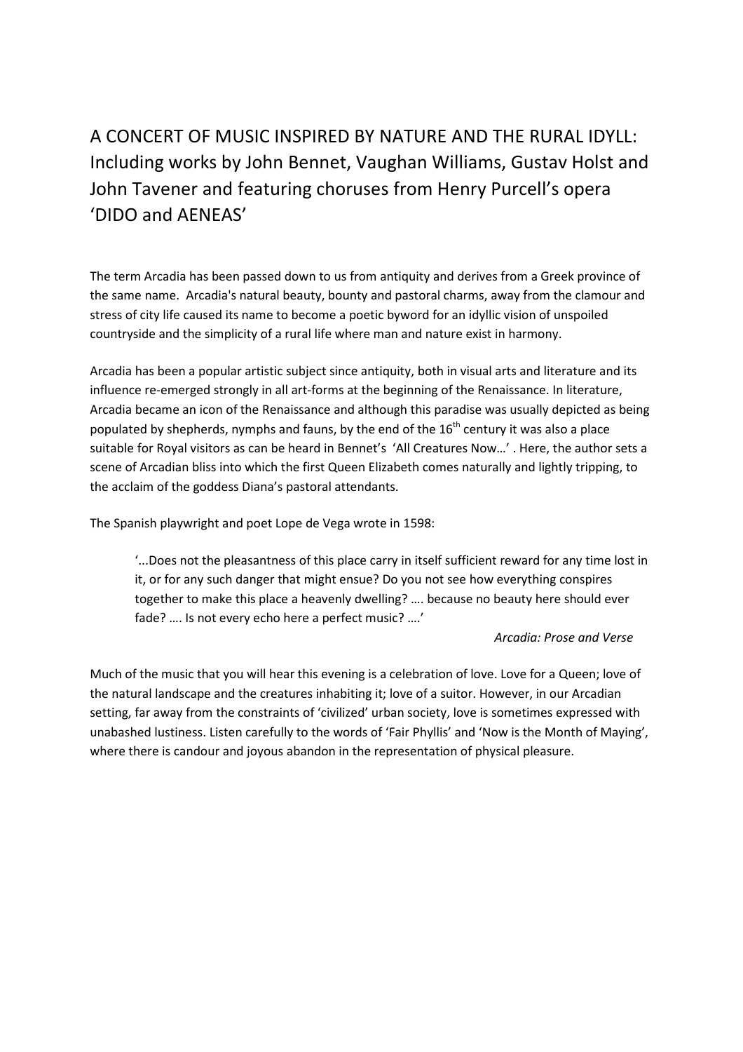# A CONCERT OF MUSIC INSPIRED BY NATURE AND THE RURAL IDYLL: Including works by John Bennet, Vaughan Williams, Gustav Holst and John Tavener and featuring choruses from Henry Purcell's opera 'DIDO and AENEAS'

The term Arcadia has been passed down to us from antiquity and derives from a Greek province of the same name. Arcadia's natural beauty, bounty and pastoral charms, away from the clamour and stress of city life caused its name to become a poetic byword for an idyllic vision of unspoiled countryside and the simplicity of a rural life where man and nature exist in harmony.

Arcadia has been a popular artistic subject since antiquity, both in visual arts and literature and its influence re-emerged strongly in all art-forms at the beginning of the Renaissance. In literature, Arcadia became an icon of the Renaissance and although this paradise was usually depicted as being populated by shepherds, nymphs and fauns, by the end of the 16th century it was also a place suitable for Royal visitors as can be heard in Bennet's 'All Creatures Now…' . Here, the author sets a scene of Arcadian bliss into which the first Queen Elizabeth comes naturally and lightly tripping, to the acclaim of the goddess Diana's pastoral attendants.

The Spanish playwright and poet Lope de Vega wrote in 1598:

> '...Does not the pleasantness of this place carry in itself sufficient reward for any time lost in it, or for any such danger that might ensue? Do you not see how everything conspires together to make this place a heavenly dwelling? …. because no beauty here should ever fade? …. Is not every echo here a perfect music? ….'
>
> *Arcadia: Prose and Verse*

Much of the music that you will hear this evening is a celebration of love. Love for a Queen; love of the natural landscape and the creatures inhabiting it; love of a suitor. However, in our Arcadian setting, far away from the constraints of 'civilized' urban society, love is sometimes expressed with unabashed lustiness. Listen carefully to the words of 'Fair Phyllis' and 'Now is the Month of Maying', where there is candour and joyous abandon in the representation of physical pleasure.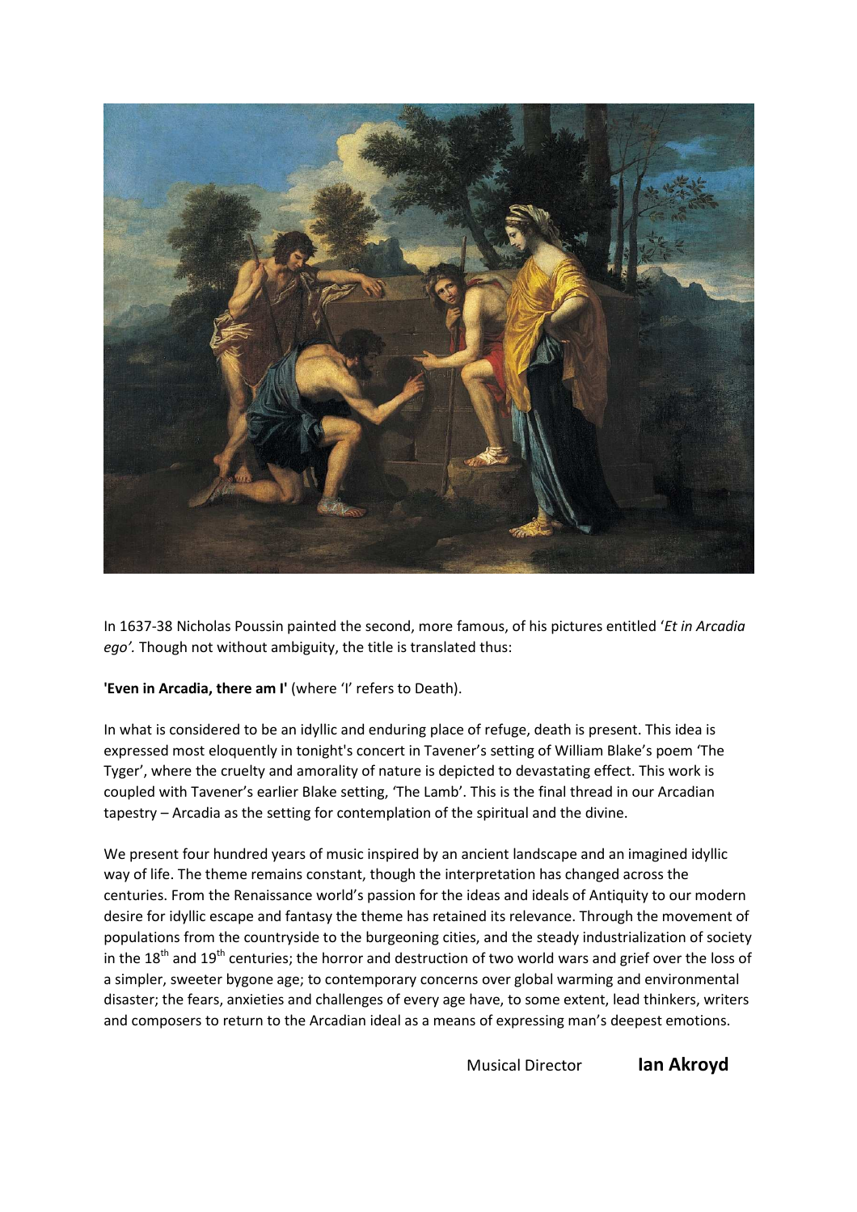In 1637-38 Nicholas Poussin painted the second, more famous, of his pictures entitled '*Et in Arcadia ego'.* Though not without ambiguity, the title is translated thus:

**'Even in Arcadia, there am I'** (where 'I' refers to Death).

In what is considered to be an idyllic and enduring place of refuge, death is present. This idea is expressed most eloquently in tonight's concert in Tavener's setting of William Blake's poem 'The Tyger', where the cruelty and amorality of nature is depicted to devastating effect. This work is coupled with Tavener's earlier Blake setting, 'The Lamb'. This is the final thread in our Arcadian tapestry – Arcadia as the setting for contemplation of the spiritual and the divine.

We present four hundred years of music inspired by an ancient landscape and an imagined idyllic way of life. The theme remains constant, though the interpretation has changed across the centuries. From the Renaissance world's passion for the ideas and ideals of Antiquity to our modern desire for idyllic escape and fantasy the theme has retained its relevance. Through the movement of populations from the countryside to the burgeoning cities, and the steady industrialization of society in the 18th and 19th centuries; the horror and destruction of two world wars and grief over the loss of a simpler, sweeter bygone age; to contemporary concerns over global warming and environmental disaster; the fears, anxieties and challenges of every age have, to some extent, lead thinkers, writers and composers to return to the Arcadian ideal as a means of expressing man's deepest emotions.

Musical Director **Ian Akroyd**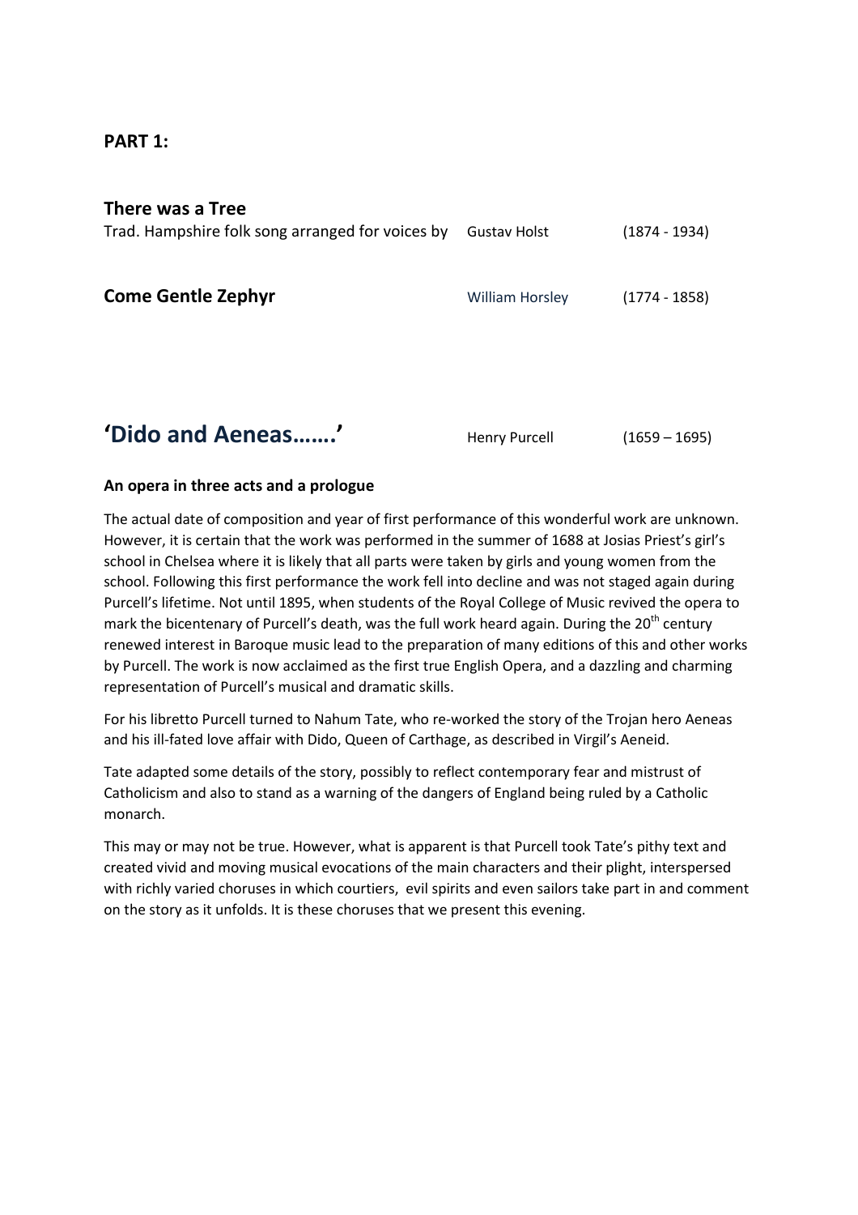## PART 1:

### There was a Tree

Trad. Hampshire folk song arranged for voices by Gustav Holst (1874 - 1934)

### Come Gentle Zephyr

William Horsley (1774 - 1858)

## 'Dido and Aeneas…….'

Henry Purcell (1659 – 1695)

**An opera in three acts and a prologue**

The actual date of composition and year of first performance of this wonderful work are unknown. However, it is certain that the work was performed in the summer of 1688 at Josias Priest's girl's school in Chelsea where it is likely that all parts were taken by girls and young women from the school. Following this first performance the work fell into decline and was not staged again during Purcell's lifetime. Not until 1895, when students of the Royal College of Music revived the opera to mark the bicentenary of Purcell's death, was the full work heard again. During the 20th century renewed interest in Baroque music lead to the preparation of many editions of this and other works by Purcell. The work is now acclaimed as the first true English Opera, and a dazzling and charming representation of Purcell's musical and dramatic skills.

For his libretto Purcell turned to Nahum Tate, who re-worked the story of the Trojan hero Aeneas and his ill-fated love affair with Dido, Queen of Carthage, as described in Virgil's Aeneid.

Tate adapted some details of the story, possibly to reflect contemporary fear and mistrust of Catholicism and also to stand as a warning of the dangers of England being ruled by a Catholic monarch.

This may or may not be true. However, what is apparent is that Purcell took Tate's pithy text and created vivid and moving musical evocations of the main characters and their plight, interspersed with richly varied choruses in which courtiers, evil spirits and even sailors take part in and comment on the story as it unfolds. It is these choruses that we present this evening.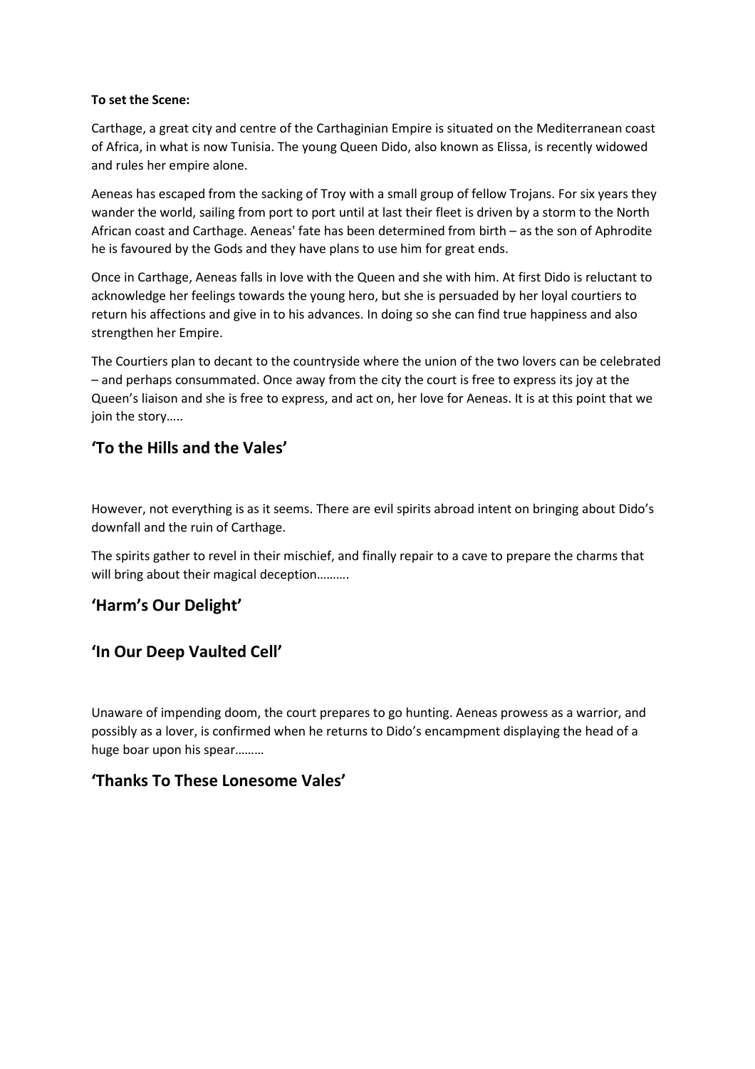**To set the Scene:**

Carthage, a great city and centre of the Carthaginian Empire is situated on the Mediterranean coast of Africa, in what is now Tunisia. The young Queen Dido, also known as Elissa, is recently widowed and rules her empire alone.

Aeneas has escaped from the sacking of Troy with a small group of fellow Trojans. For six years they wander the world, sailing from port to port until at last their fleet is driven by a storm to the North African coast and Carthage. Aeneas' fate has been determined from birth – as the son of Aphrodite he is favoured by the Gods and they have plans to use him for great ends.

Once in Carthage, Aeneas falls in love with the Queen and she with him. At first Dido is reluctant to acknowledge her feelings towards the young hero, but she is persuaded by her loyal courtiers to return his affections and give in to his advances. In doing so she can find true happiness and also strengthen her Empire.

The Courtiers plan to decant to the countryside where the union of the two lovers can be celebrated – and perhaps consummated. Once away from the city the court is free to express its joy at the Queen's liaison and she is free to express, and act on, her love for Aeneas. It is at this point that we join the story…..

## 'To the Hills and the Vales'

However, not everything is as it seems. There are evil spirits abroad intent on bringing about Dido's downfall and the ruin of Carthage.

The spirits gather to revel in their mischief, and finally repair to a cave to prepare the charms that will bring about their magical deception……….

## 'Harm's Our Delight'

## 'In Our Deep Vaulted Cell'

Unaware of impending doom, the court prepares to go hunting. Aeneas prowess as a warrior, and possibly as a lover, is confirmed when he returns to Dido's encampment displaying the head of a huge boar upon his spear………

## 'Thanks To These Lonesome Vales'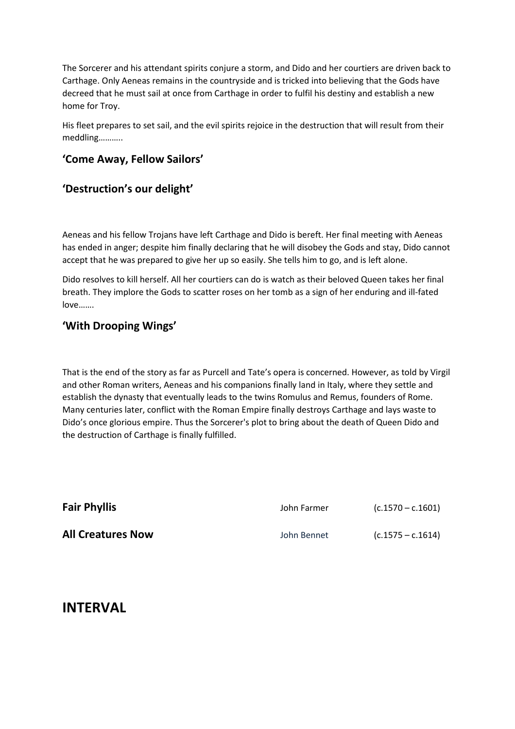The Sorcerer and his attendant spirits conjure a storm, and Dido and her courtiers are driven back to Carthage. Only Aeneas remains in the countryside and is tricked into believing that the Gods have decreed that he must sail at once from Carthage in order to fulfil his destiny and establish a new home for Troy.

His fleet prepares to set sail, and the evil spirits rejoice in the destruction that will result from their meddling……….

### 'Come Away, Fellow Sailors'

### 'Destruction's our delight'

Aeneas and his fellow Trojans have left Carthage and Dido is bereft. Her final meeting with Aeneas has ended in anger; despite him finally declaring that he will disobey the Gods and stay, Dido cannot accept that he was prepared to give her up so easily. She tells him to go, and is left alone.

Dido resolves to kill herself. All her courtiers can do is watch as their beloved Queen takes her final breath. They implore the Gods to scatter roses on her tomb as a sign of her enduring and ill-fated love…….

### 'With Drooping Wings'

That is the end of the story as far as Purcell and Tate's opera is concerned. However, as told by Virgil and other Roman writers, Aeneas and his companions finally land in Italy, where they settle and establish the dynasty that eventually leads to the twins Romulus and Remus, founders of Rome. Many centuries later, conflict with the Roman Empire finally destroys Carthage and lays waste to Dido's once glorious empire. Thus the Sorcerer's plot to bring about the death of Queen Dido and the destruction of Carthage is finally fulfilled.

**Fair Phyllis** — John Farmer (c.1570 – c.1601)

**All Creatures Now** — John Bennet (c.1575 – c.1614)

## INTERVAL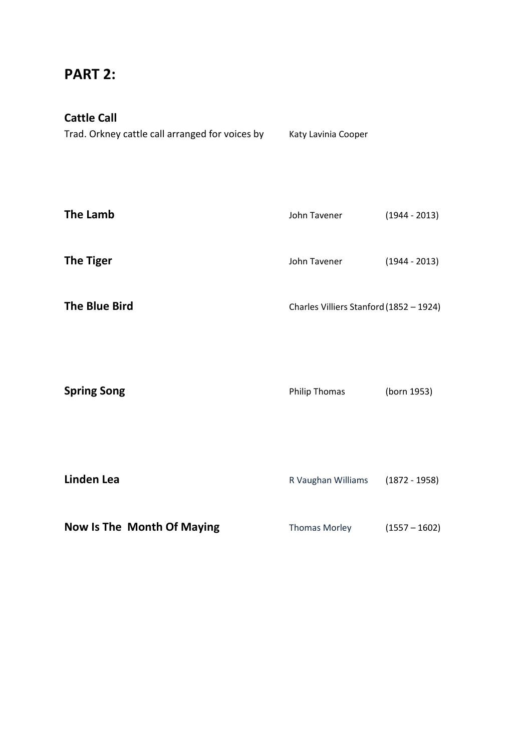# PART 2:

**Cattle Call**
Trad. Orkney cattle call arranged for voices by Katy Lavinia Cooper

| | | |
|---|---|---|
| **The Lamb** | John Tavener | (1944 - 2013) |
| **The Tiger** | John Tavener | (1944 - 2013) |
| **The Blue Bird** | Charles Villiers Stanford | (1852 – 1924) |
| **Spring Song** | Philip Thomas | (born 1953) |
| **Linden Lea** | R Vaughan Williams | (1872 - 1958) |
| **Now Is The Month Of Maying** | Thomas Morley | (1557 – 1602) |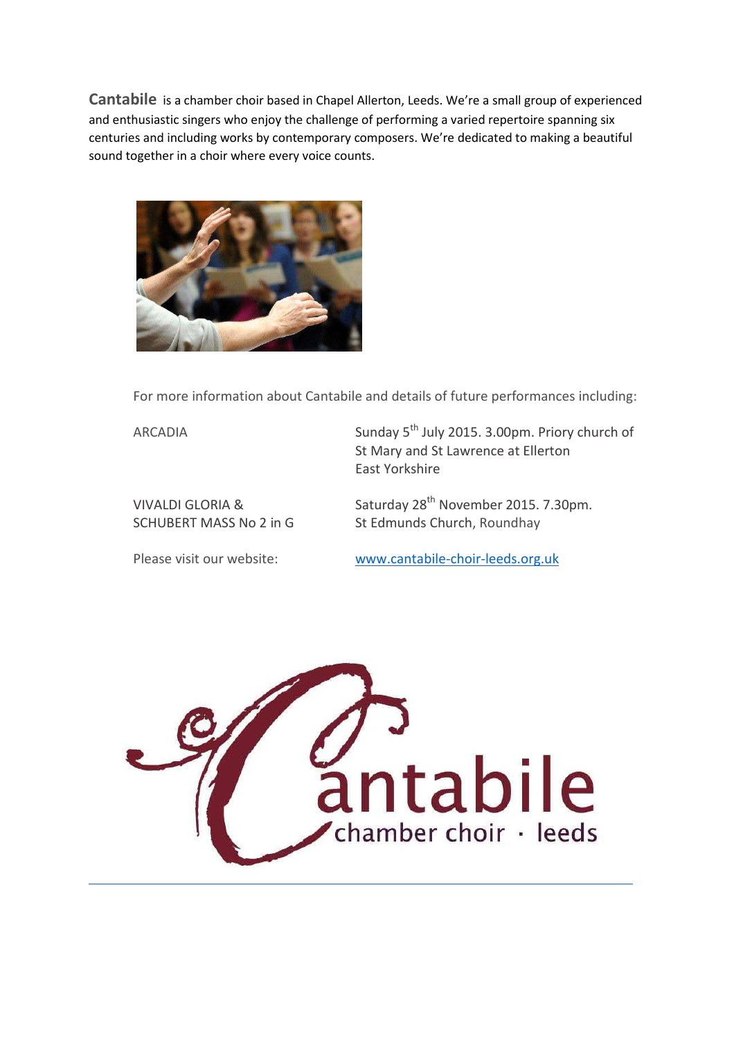**Cantabile** is a chamber choir based in Chapel Allerton, Leeds. We're a small group of experienced and enthusiastic singers who enjoy the challenge of performing a varied repertoire spanning six centuries and including works by contemporary composers. We're dedicated to making a beautiful sound together in a choir where every voice counts.

For more information about Cantabile and details of future performances including:

| | |
|---|---|
| ARCADIA | Sunday 5th July 2015. 3.00pm. Priory church of St Mary and St Lawrence at Ellerton East Yorkshire |
| VIVALDI GLORIA & SCHUBERT MASS No 2 in G | Saturday 28th November 2015. 7.30pm. St Edmunds Church, Roundhay |
| Please visit our website: | www.cantabile-choir-leeds.org.uk |

Cantabile
chamber choir · leeds